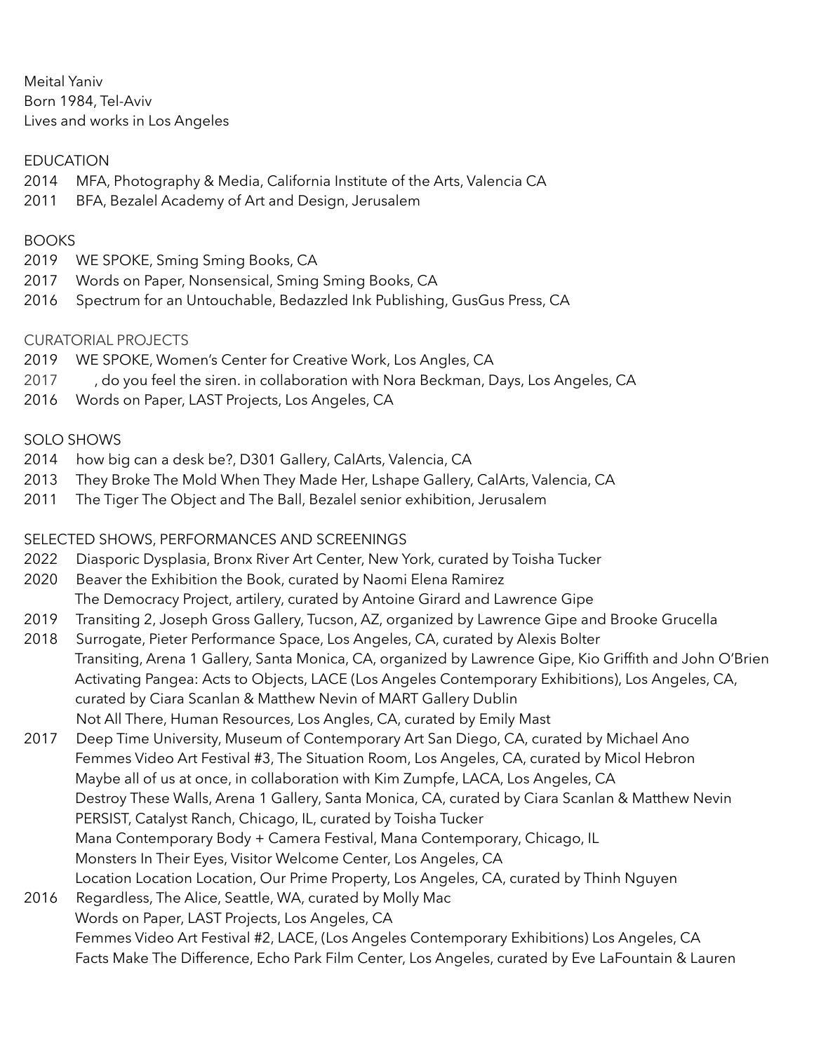Meital Yaniv
Born 1984, Tel-Aviv
Lives and works in Los Angeles

## EDUCATION

2014 MFA, Photography & Media, California Institute of the Arts, Valencia CA
2011 BFA, Bezalel Academy of Art and Design, Jerusalem

## BOOKS

2019 WE SPOKE, Sming Sming Books, CA
2017 Words on Paper, Nonsensical, Sming Sming Books, CA
2016 Spectrum for an Untouchable, Bedazzled Ink Publishing, GusGus Press, CA

## CURATORIAL PROJECTS

2019 WE SPOKE, Women's Center for Creative Work, Los Angles, CA
2017 , do you feel the siren. in collaboration with Nora Beckman, Days, Los Angeles, CA
2016 Words on Paper, LAST Projects, Los Angeles, CA

## SOLO SHOWS

2014 how big can a desk be?, D301 Gallery, CalArts, Valencia, CA
2013 They Broke The Mold When They Made Her, Lshape Gallery, CalArts, Valencia, CA
2011 The Tiger The Object and The Ball, Bezalel senior exhibition, Jerusalem

## SELECTED SHOWS, PERFORMANCES AND SCREENINGS

2022 Diasporic Dysplasia, Bronx River Art Center, New York, curated by Toisha Tucker
2020 Beaver the Exhibition the Book, curated by Naomi Elena Ramirez
The Democracy Project, artilery, curated by Antoine Girard and Lawrence Gipe
2019 Transiting 2, Joseph Gross Gallery, Tucson, AZ, organized by Lawrence Gipe and Brooke Grucella
2018 Surrogate, Pieter Performance Space, Los Angeles, CA, curated by Alexis Bolter
Transiting, Arena 1 Gallery, Santa Monica, CA, organized by Lawrence Gipe, Kio Griffith and John O'Brien
Activating Pangea: Acts to Objects, LACE (Los Angeles Contemporary Exhibitions), Los Angeles, CA, curated by Ciara Scanlan & Matthew Nevin of MART Gallery Dublin
Not All There, Human Resources, Los Angles, CA, curated by Emily Mast
2017 Deep Time University, Museum of Contemporary Art San Diego, CA, curated by Michael Ano
Femmes Video Art Festival #3, The Situation Room, Los Angeles, CA, curated by Micol Hebron
Maybe all of us at once, in collaboration with Kim Zumpfe, LACA, Los Angeles, CA
Destroy These Walls, Arena 1 Gallery, Santa Monica, CA, curated by Ciara Scanlan & Matthew Nevin
PERSIST, Catalyst Ranch, Chicago, IL, curated by Toisha Tucker
Mana Contemporary Body + Camera Festival, Mana Contemporary, Chicago, IL
Monsters In Their Eyes, Visitor Welcome Center, Los Angeles, CA
Location Location Location, Our Prime Property, Los Angeles, CA, curated by Thinh Nguyen
2016 Regardless, The Alice, Seattle, WA, curated by Molly Mac
Words on Paper, LAST Projects, Los Angeles, CA
Femmes Video Art Festival #2, LACE, (Los Angeles Contemporary Exhibitions) Los Angeles, CA
Facts Make The Difference, Echo Park Film Center, Los Angeles, curated by Eve LaFountain & Lauren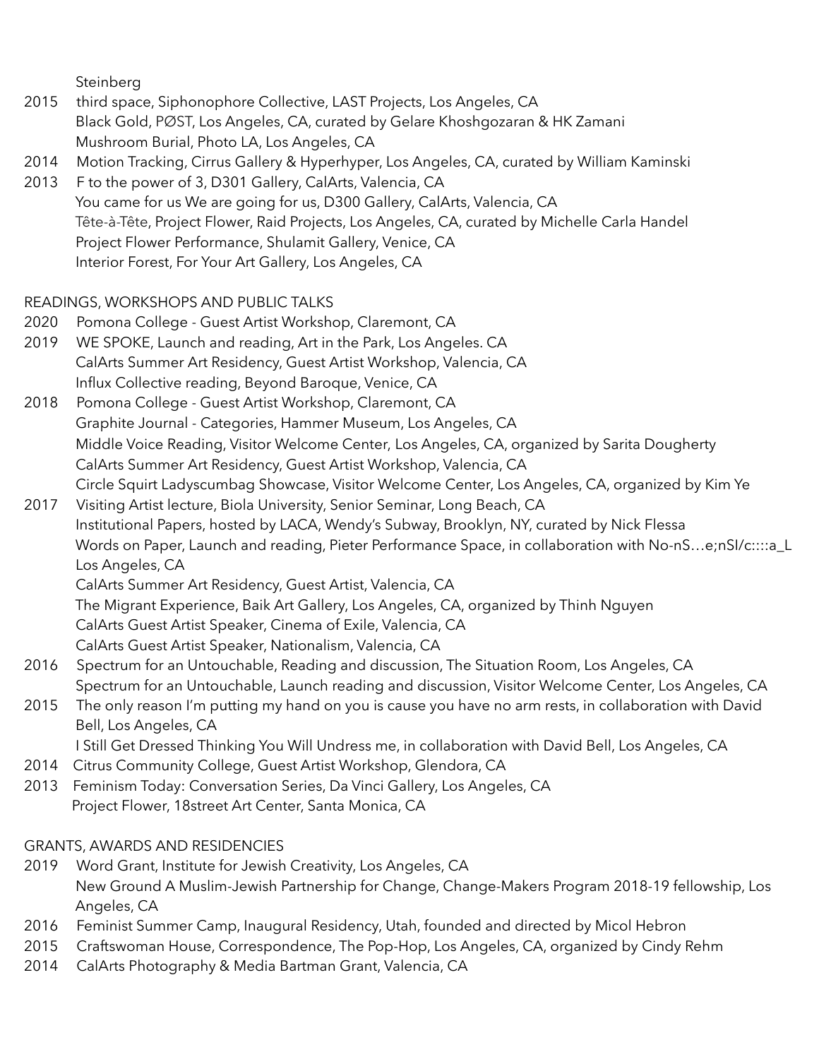Steinberg

2015 third space, Siphonophore Collective, LAST Projects, Los Angeles, CA
Black Gold, PØST, Los Angeles, CA, curated by Gelare Khoshgozaran & HK Zamani
Mushroom Burial, Photo LA, Los Angeles, CA

2014 Motion Tracking, Cirrus Gallery & Hyperhyper, Los Angeles, CA, curated by William Kaminski

2013 F to the power of 3, D301 Gallery, CalArts, Valencia, CA
You came for us We are going for us, D300 Gallery, CalArts, Valencia, CA
Tête-à-Tête, Project Flower, Raid Projects, Los Angeles, CA, curated by Michelle Carla Handel
Project Flower Performance, Shulamit Gallery, Venice, CA
Interior Forest, For Your Art Gallery, Los Angeles, CA

## READINGS, WORKSHOPS AND PUBLIC TALKS

2020 Pomona College - Guest Artist Workshop, Claremont, CA

2019 WE SPOKE, Launch and reading, Art in the Park, Los Angeles. CA
CalArts Summer Art Residency, Guest Artist Workshop, Valencia, CA
Influx Collective reading, Beyond Baroque, Venice, CA

2018 Pomona College - Guest Artist Workshop, Claremont, CA
Graphite Journal - Categories, Hammer Museum, Los Angeles, CA
Middle Voice Reading, Visitor Welcome Center, Los Angeles, CA, organized by Sarita Dougherty
CalArts Summer Art Residency, Guest Artist Workshop, Valencia, CA
Circle Squirt Ladyscumbag Showcase, Visitor Welcome Center, Los Angeles, CA, organized by Kim Ye

2017 Visiting Artist lecture, Biola University, Senior Seminar, Long Beach, CA
Institutional Papers, hosted by LACA, Wendy's Subway, Brooklyn, NY, curated by Nick Flessa
Words on Paper, Launch and reading, Pieter Performance Space, in collaboration with No-nS…e;nSI/c::::a_L Los Angeles, CA
CalArts Summer Art Residency, Guest Artist, Valencia, CA
The Migrant Experience, Baik Art Gallery, Los Angeles, CA, organized by Thinh Nguyen
CalArts Guest Artist Speaker, Cinema of Exile, Valencia, CA
CalArts Guest Artist Speaker, Nationalism, Valencia, CA

2016 Spectrum for an Untouchable, Reading and discussion, The Situation Room, Los Angeles, CA
Spectrum for an Untouchable, Launch reading and discussion, Visitor Welcome Center, Los Angeles, CA

2015 The only reason I'm putting my hand on you is cause you have no arm rests, in collaboration with David Bell, Los Angeles, CA
I Still Get Dressed Thinking You Will Undress me, in collaboration with David Bell, Los Angeles, CA

2014 Citrus Community College, Guest Artist Workshop, Glendora, CA

2013 Feminism Today: Conversation Series, Da Vinci Gallery, Los Angeles, CA
Project Flower, 18street Art Center, Santa Monica, CA

## GRANTS, AWARDS AND RESIDENCIES

2019 Word Grant, Institute for Jewish Creativity, Los Angeles, CA
New Ground A Muslim-Jewish Partnership for Change, Change-Makers Program 2018-19 fellowship, Los Angeles, CA

2016 Feminist Summer Camp, Inaugural Residency, Utah, founded and directed by Micol Hebron

2015 Craftswoman House, Correspondence, The Pop-Hop, Los Angeles, CA, organized by Cindy Rehm

2014 CalArts Photography & Media Bartman Grant, Valencia, CA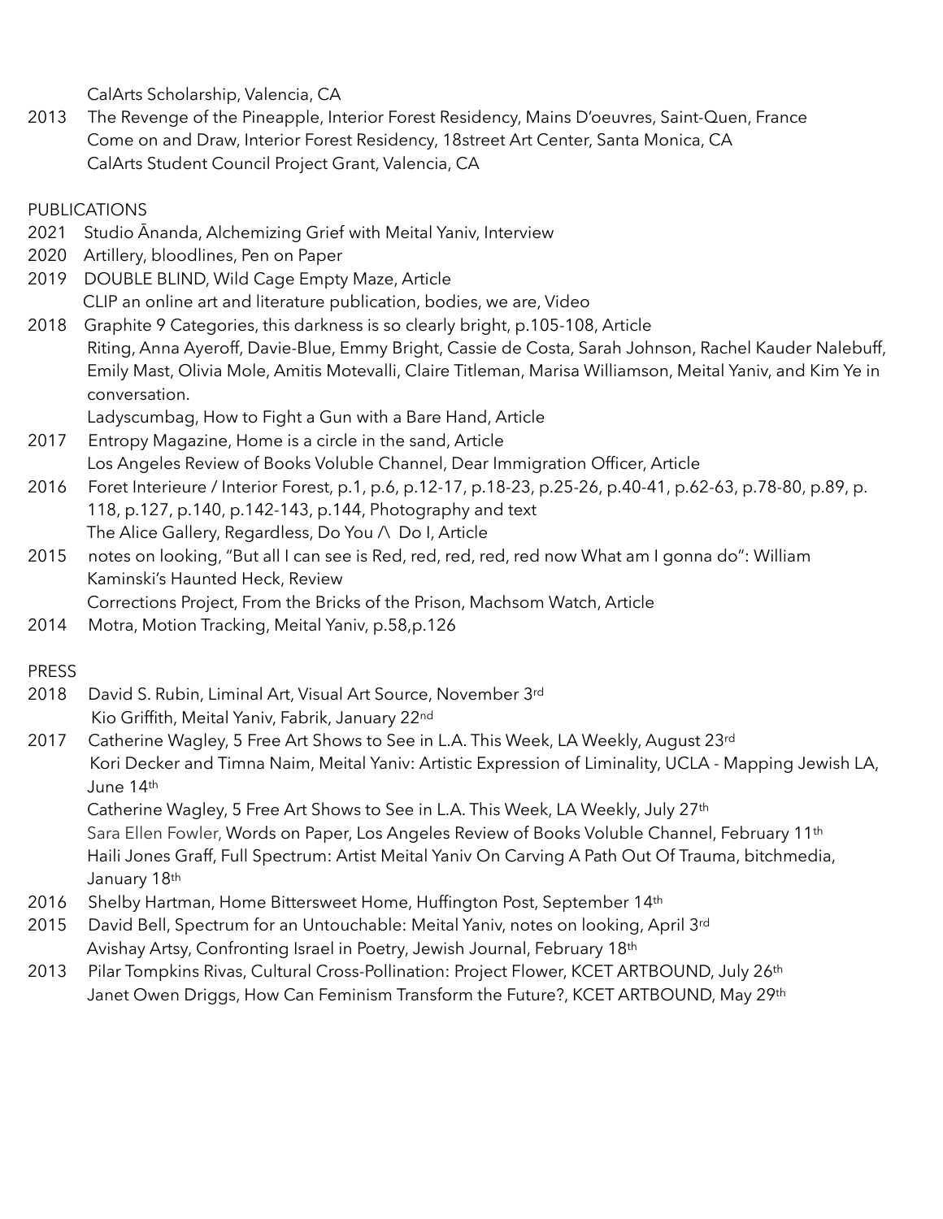CalArts Scholarship, Valencia, CA

2013 The Revenge of the Pineapple, Interior Forest Residency, Mains D'oeuvres, Saint-Quen, France
Come on and Draw, Interior Forest Residency, 18street Art Center, Santa Monica, CA
CalArts Student Council Project Grant, Valencia, CA

PUBLICATIONS

2021 Studio Ānanda, Alchemizing Grief with Meital Yaniv, Interview

2020 Artillery, bloodlines, Pen on Paper

2019 DOUBLE BLIND, Wild Cage Empty Maze, Article
CLIP an online art and literature publication, bodies, we are, Video

2018 Graphite 9 Categories, this darkness is so clearly bright, p.105-108, Article
Riting, Anna Ayeroff, Davie-Blue, Emmy Bright, Cassie de Costa, Sarah Johnson, Rachel Kauder Nalebuff, Emily Mast, Olivia Mole, Amitis Motevalli, Claire Titleman, Marisa Williamson, Meital Yaniv, and Kim Ye in conversation.
Ladyscumbag, How to Fight a Gun with a Bare Hand, Article

2017 Entropy Magazine, Home is a circle in the sand, Article
Los Angeles Review of Books Voluble Channel, Dear Immigration Officer, Article

2016 Foret Interieure / Interior Forest, p.1, p.6, p.12-17, p.18-23, p.25-26, p.40-41, p.62-63, p.78-80, p.89, p. 118, p.127, p.140, p.142-143, p.144, Photography and text
The Alice Gallery, Regardless, Do You /\ Do I, Article

2015 notes on looking, "But all I can see is Red, red, red, red, red now What am I gonna do": William Kaminski's Haunted Heck, Review
Corrections Project, From the Bricks of the Prison, Machsom Watch, Article

2014 Motra, Motion Tracking, Meital Yaniv, p.58,p.126

PRESS

2018 David S. Rubin, Liminal Art, Visual Art Source, November 3rd
Kio Griffith, Meital Yaniv, Fabrik, January 22nd

2017 Catherine Wagley, 5 Free Art Shows to See in L.A. This Week, LA Weekly, August 23rd
Kori Decker and Timna Naim, Meital Yaniv: Artistic Expression of Liminality, UCLA - Mapping Jewish LA, June 14th
Catherine Wagley, 5 Free Art Shows to See in L.A. This Week, LA Weekly, July 27th
Sara Ellen Fowler, Words on Paper, Los Angeles Review of Books Voluble Channel, February 11th
Haili Jones Graff, Full Spectrum: Artist Meital Yaniv On Carving A Path Out Of Trauma, bitchmedia, January 18th

2016 Shelby Hartman, Home Bittersweet Home, Huffington Post, September 14th

2015 David Bell, Spectrum for an Untouchable: Meital Yaniv, notes on looking, April 3rd
Avishay Artsy, Confronting Israel in Poetry, Jewish Journal, February 18th

2013 Pilar Tompkins Rivas, Cultural Cross-Pollination: Project Flower, KCET ARTBOUND, July 26th
Janet Owen Driggs, How Can Feminism Transform the Future?, KCET ARTBOUND, May 29th